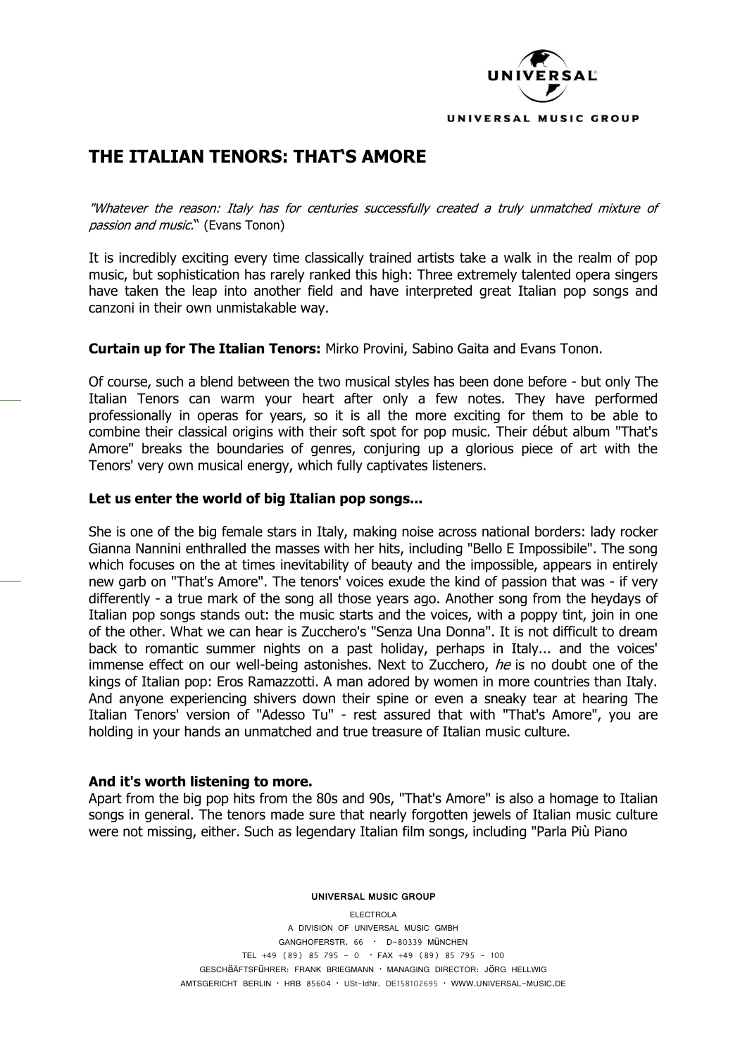# THE ITALIAN TENORS: THAT'S AMORE

*"Whatever the reason: Italy has for centuries successfully created a truly unmatched mixture of passion and music."* (Evans Tonon)

It is incredibly exciting every time classically trained artists take a walk in the realm of pop music, but sophistication has rarely ranked this high: Three extremely talented opera singers have taken the leap into another field and have interpreted great Italian pop songs and canzoni in their own unmistakable way.

**Curtain up for The Italian Tenors:** Mirko Provini, Sabino Gaita and Evans Tonon.

Of course, such a blend between the two musical styles has been done before - but only The Italian Tenors can warm your heart after only a few notes. They have performed professionally in operas for years, so it is all the more exciting for them to be able to combine their classical origins with their soft spot for pop music. Their début album "That's Amore" breaks the boundaries of genres, conjuring up a glorious piece of art with the Tenors' very own musical energy, which fully captivates listeners.

**Let us enter the world of big Italian pop songs...**

She is one of the big female stars in Italy, making noise across national borders: lady rocker Gianna Nannini enthralled the masses with her hits, including "Bello E Impossibile". The song which focuses on the at times inevitability of beauty and the impossible, appears in entirely new garb on "That's Amore". The tenors' voices exude the kind of passion that was - if very differently - a true mark of the song all those years ago. Another song from the heydays of Italian pop songs stands out: the music starts and the voices, with a poppy tint, join in one of the other. What we can hear is Zucchero's "Senza Una Donna". It is not difficult to dream back to romantic summer nights on a past holiday, perhaps in Italy... and the voices' immense effect on our well-being astonishes. Next to Zucchero, *he* is no doubt one of the kings of Italian pop: Eros Ramazzotti. A man adored by women in more countries than Italy. And anyone experiencing shivers down their spine or even a sneaky tear at hearing The Italian Tenors' version of "Adesso Tu" - rest assured that with "That's Amore", you are holding in your hands an unmatched and true treasure of Italian music culture.

**And it's worth listening to more.**

Apart from the big pop hits from the 80s and 90s, "That's Amore" is also a homage to Italian songs in general. The tenors made sure that nearly forgotten jewels of Italian music culture were not missing, either. Such as legendary Italian film songs, including "Parla Più Piano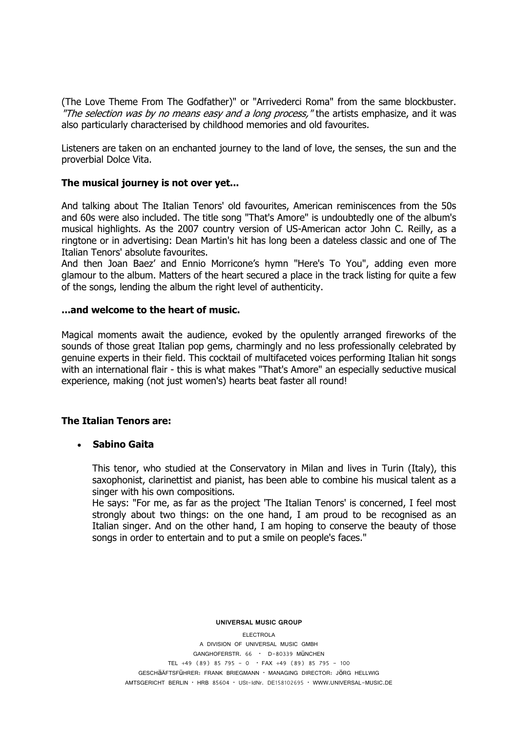(The Love Theme From The Godfather)" or "Arrivederci Roma" from the same blockbuster. *"The selection was by no means easy and a long process,"* the artists emphasize, and it was also particularly characterised by childhood memories and old favourites.

Listeners are taken on an enchanted journey to the land of love, the senses, the sun and the proverbial Dolce Vita.

**The musical journey is not over yet...**

And talking about The Italian Tenors' old favourites, American reminiscences from the 50s and 60s were also included. The title song "That's Amore" is undoubtedly one of the album's musical highlights. As the 2007 country version of US-American actor John C. Reilly, as a ringtone or in advertising: Dean Martin's hit has long been a dateless classic and one of The Italian Tenors' absolute favourites.
And then Joan Baez' and Ennio Morricone's hymn "Here's To You", adding even more glamour to the album. Matters of the heart secured a place in the track listing for quite a few of the songs, lending the album the right level of authenticity.

**...and welcome to the heart of music.**

Magical moments await the audience, evoked by the opulently arranged fireworks of the sounds of those great Italian pop gems, charmingly and no less professionally celebrated by genuine experts in their field. This cocktail of multifaceted voices performing Italian hit songs with an international flair - this is what makes "That's Amore" an especially seductive musical experience, making (not just women's) hearts beat faster all round!

**The Italian Tenors are:**

- **Sabino Gaita**

  This tenor, who studied at the Conservatory in Milan and lives in Turin (Italy), this saxophonist, clarinettist and pianist, has been able to combine his musical talent as a singer with his own compositions.
  He says: "For me, as far as the project 'The Italian Tenors' is concerned, I feel most strongly about two things: on the one hand, I am proud to be recognised as an Italian singer. And on the other hand, I am hoping to conserve the beauty of those songs in order to entertain and to put a smile on people's faces."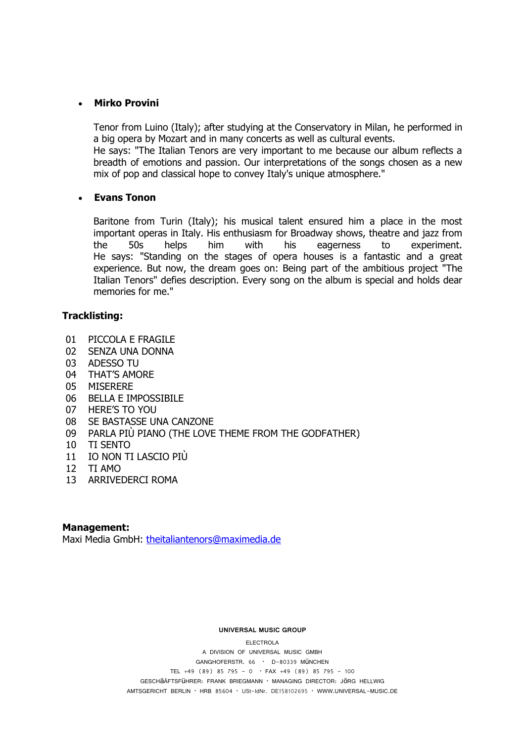- **Mirko Provini**

  Tenor from Luino (Italy); after studying at the Conservatory in Milan, he performed in a big opera by Mozart and in many concerts as well as cultural events.
  He says: "The Italian Tenors are very important to me because our album reflects a breadth of emotions and passion. Our interpretations of the songs chosen as a new mix of pop and classical hope to convey Italy's unique atmosphere."

- **Evans Tonon**

  Baritone from Turin (Italy); his musical talent ensured him a place in the most important operas in Italy. His enthusiasm for Broadway shows, theatre and jazz from the 50s helps him with his eagerness to experiment.
  He says: "Standing on the stages of opera houses is a fantastic and a great experience. But now, the dream goes on: Being part of the ambitious project "The Italian Tenors" defies description. Every song on the album is special and holds dear memories for me."

**Tracklisting:**

01 PICCOLA E FRAGILE
02 SENZA UNA DONNA
03 ADESSO TU
04 THAT'S AMORE
05 MISERERE
06 BELLA E IMPOSSIBILE
07 HERE'S TO YOU
08 SE BASTASSE UNA CANZONE
09 PARLA PIÙ PIANO (THE LOVE THEME FROM THE GODFATHER)
10 TI SENTO
11 IO NON TI LASCIO PIÙ
12 TI AMO
13 ARRIVEDERCI ROMA

**Management:**
Maxi Media GmbH: theitaliantenors@maximedia.de

UNIVERSAL MUSIC GROUP

ELECTROLA
A DIVISION OF UNIVERSAL MUSIC GMBH
GANGHOFERSTR. 66 · D-80339 MÜNCHEN
TEL +49 (89) 85 795 - 0 · FAX +49 (89) 85 795 - 100
GESCHÄÄFTSFÜHRER: FRANK BRIEGMANN · MANAGING DIRECTOR: JÖRG HELLWIG
AMTSGERICHT BERLIN · HRB 85604 · USt-IdNr. DE158102695 · WWW.UNIVERSAL-MUSIC.DE